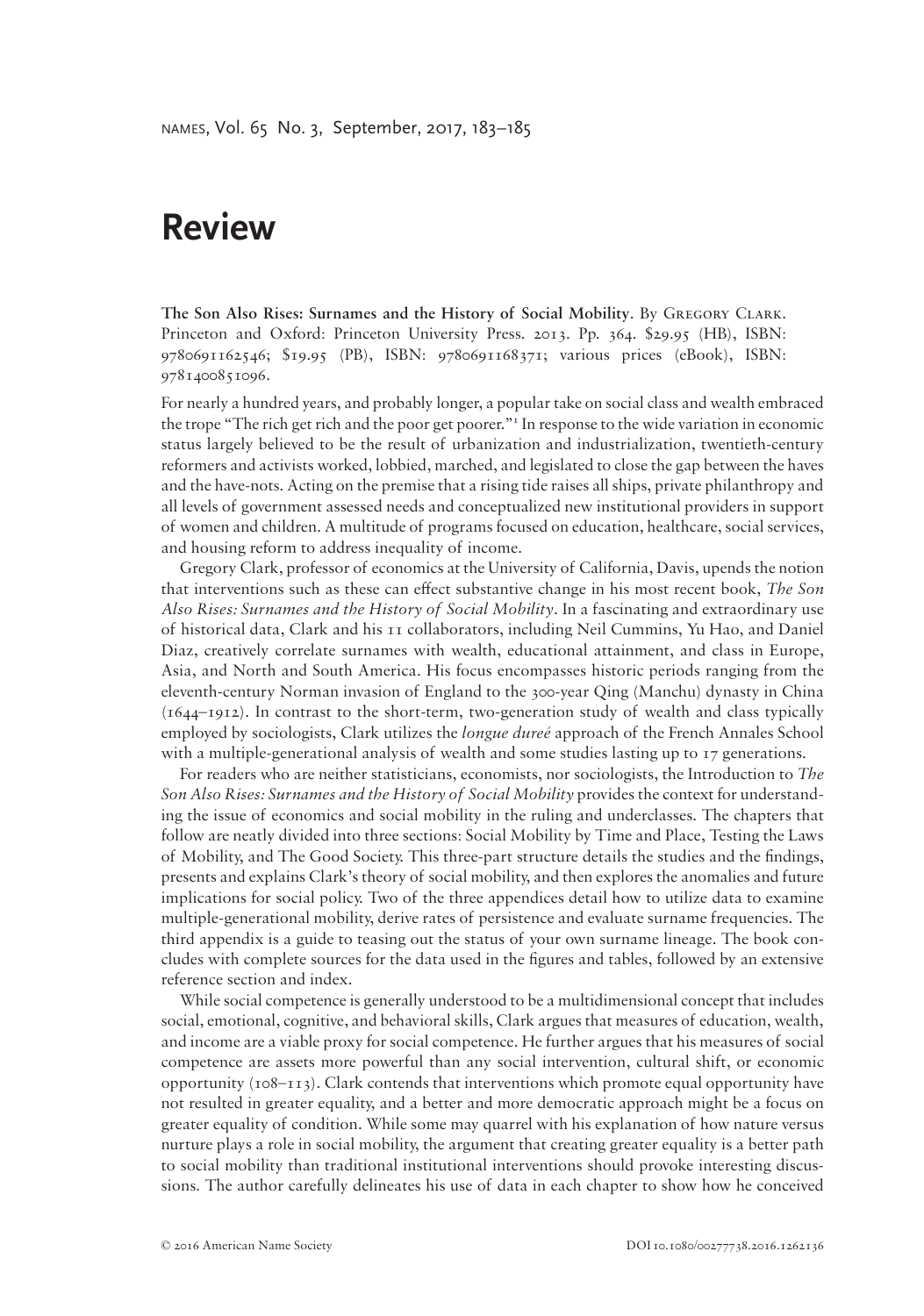# Review

**The Son Also Rises: Surnames and the History of Social Mobility**. By Gregory Clark. Princeton and Oxford: Princeton University Press. 2013. Pp. 364. $29.95 (HB), ISBN: 9780691162546; $19.95 (PB), ISBN: 9780691168371; various prices (eBook), ISBN: 9781400851096.

For nearly a hundred years, and probably longer, a popular take on social class and wealth embraced the trope "The rich get rich and the poor get poorer."[1] In response to the wide variation in economic status largely believed to be the result of urbanization and industrialization, twentieth-century reformers and activists worked, lobbied, marched, and legislated to close the gap between the haves and the have-nots. Acting on the premise that a rising tide raises all ships, private philanthropy and all levels of government assessed needs and conceptualized new institutional providers in support of women and children. A multitude of programs focused on education, healthcare, social services, and housing reform to address inequality of income.

Gregory Clark, professor of economics at the University of California, Davis, upends the notion that interventions such as these can effect substantive change in his most recent book, *The Son Also Rises: Surnames and the History of Social Mobility*. In a fascinating and extraordinary use of historical data, Clark and his 11 collaborators, including Neil Cummins, Yu Hao, and Daniel Diaz, creatively correlate surnames with wealth, educational attainment, and class in Europe, Asia, and North and South America. His focus encompasses historic periods ranging from the eleventh-century Norman invasion of England to the 300-year Qing (Manchu) dynasty in China (1644–1912). In contrast to the short-term, two-generation study of wealth and class typically employed by sociologists, Clark utilizes the *longue dureé* approach of the French Annales School with a multiple-generational analysis of wealth and some studies lasting up to 17 generations.

For readers who are neither statisticians, economists, nor sociologists, the Introduction to *The Son Also Rises: Surnames and the History of Social Mobility* provides the context for understanding the issue of economics and social mobility in the ruling and underclasses. The chapters that follow are neatly divided into three sections: Social Mobility by Time and Place, Testing the Laws of Mobility, and The Good Society. This three-part structure details the studies and the findings, presents and explains Clark's theory of social mobility, and then explores the anomalies and future implications for social policy. Two of the three appendices detail how to utilize data to examine multiple-generational mobility, derive rates of persistence and evaluate surname frequencies. The third appendix is a guide to teasing out the status of your own surname lineage. The book concludes with complete sources for the data used in the figures and tables, followed by an extensive reference section and index.

While social competence is generally understood to be a multidimensional concept that includes social, emotional, cognitive, and behavioral skills, Clark argues that measures of education, wealth, and income are a viable proxy for social competence. He further argues that his measures of social competence are assets more powerful than any social intervention, cultural shift, or economic opportunity (108–113). Clark contends that interventions which promote equal opportunity have not resulted in greater equality, and a better and more democratic approach might be a focus on greater equality of condition. While some may quarrel with his explanation of how nature versus nurture plays a role in social mobility, the argument that creating greater equality is a better path to social mobility than traditional institutional interventions should provoke interesting discussions. The author carefully delineates his use of data in each chapter to show how he conceived

© 2016 American Name Society DOI 10.1080/00277738.2016.1262136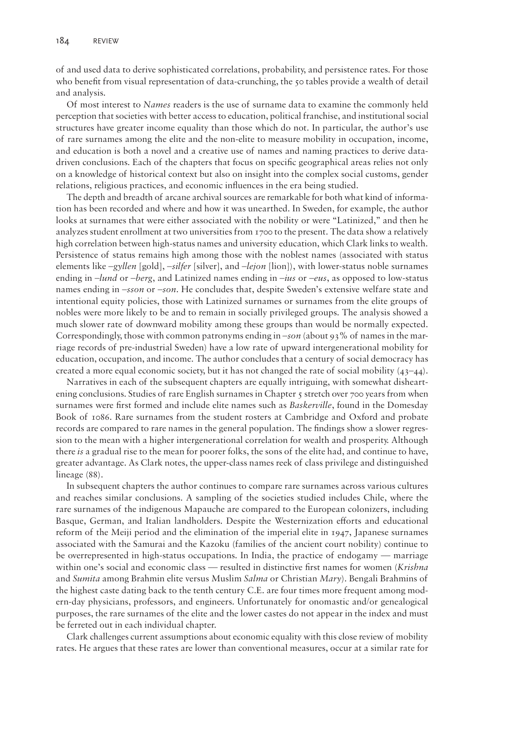of and used data to derive sophisticated correlations, probability, and persistence rates. For those who benefit from visual representation of data-crunching, the 50 tables provide a wealth of detail and analysis.

Of most interest to *Names* readers is the use of surname data to examine the commonly held perception that societies with better access to education, political franchise, and institutional social structures have greater income equality than those which do not. In particular, the author's use of rare surnames among the elite and the non-elite to measure mobility in occupation, income, and education is both a novel and a creative use of names and naming practices to derive data-driven conclusions. Each of the chapters that focus on specific geographical areas relies not only on a knowledge of historical context but also on insight into the complex social customs, gender relations, religious practices, and economic influences in the era being studied.

The depth and breadth of arcane archival sources are remarkable for both what kind of information has been recorded and where and how it was unearthed. In Sweden, for example, the author looks at surnames that were either associated with the nobility or were "Latinized," and then he analyzes student enrollment at two universities from 1700 to the present. The data show a relatively high correlation between high-status names and university education, which Clark links to wealth. Persistence of status remains high among those with the noblest names (associated with status elements like *–gyllen* [gold], *–silfer* [silver], and *–lejon* [lion]), with lower-status noble surnames ending in *–lund* or *–berg*, and Latinized names ending in *–ius* or *–eus*, as opposed to low-status names ending in *–sson* or *–son*. He concludes that, despite Sweden's extensive welfare state and intentional equity policies, those with Latinized surnames or surnames from the elite groups of nobles were more likely to be and to remain in socially privileged groups. The analysis showed a much slower rate of downward mobility among these groups than would be normally expected. Correspondingly, those with common patronyms ending in *–son* (about 93% of names in the marriage records of pre-industrial Sweden) have a low rate of upward intergenerational mobility for education, occupation, and income. The author concludes that a century of social democracy has created a more equal economic society, but it has not changed the rate of social mobility (43–44).

Narratives in each of the subsequent chapters are equally intriguing, with somewhat disheartening conclusions. Studies of rare English surnames in Chapter 5 stretch over 700 years from when surnames were first formed and include elite names such as *Baskerville*, found in the Domesday Book of 1086. Rare surnames from the student rosters at Cambridge and Oxford and probate records are compared to rare names in the general population. The findings show a slower regression to the mean with a higher intergenerational correlation for wealth and prosperity. Although there *is* a gradual rise to the mean for poorer folks, the sons of the elite had, and continue to have, greater advantage. As Clark notes, the upper-class names reek of class privilege and distinguished lineage (88).

In subsequent chapters the author continues to compare rare surnames across various cultures and reaches similar conclusions. A sampling of the societies studied includes Chile, where the rare surnames of the indigenous Mapauche are compared to the European colonizers, including Basque, German, and Italian landholders. Despite the Westernization efforts and educational reform of the Meiji period and the elimination of the imperial elite in 1947, Japanese surnames associated with the Samurai and the Kazoku (families of the ancient court nobility) continue to be overrepresented in high-status occupations. In India, the practice of endogamy — marriage within one's social and economic class — resulted in distinctive first names for women (*Krishna* and *Sumita* among Brahmin elite versus Muslim *Salma* or Christian *Mary*). Bengali Brahmins of the highest caste dating back to the tenth century C.E. are four times more frequent among modern-day physicians, professors, and engineers. Unfortunately for onomastic and/or genealogical purposes, the rare surnames of the elite and the lower castes do not appear in the index and must be ferreted out in each individual chapter.

Clark challenges current assumptions about economic equality with this close review of mobility rates. He argues that these rates are lower than conventional measures, occur at a similar rate for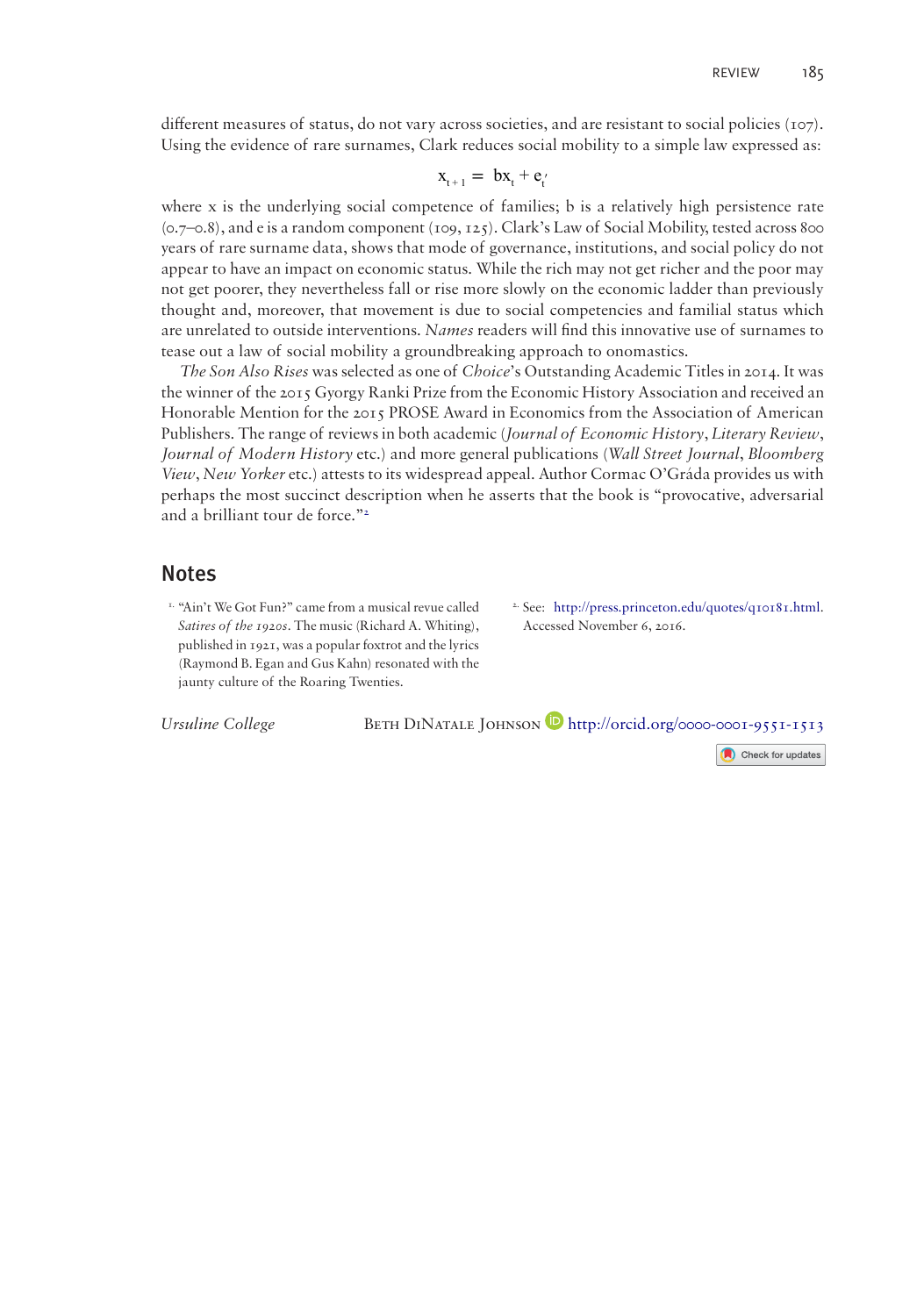different measures of status, do not vary across societies, and are resistant to social policies (107). Using the evidence of rare surnames, Clark reduces social mobility to a simple law expressed as:

$$x_{t+1} = bx_t + e_t,$$

where x is the underlying social competence of families; b is a relatively high persistence rate (0.7–0.8), and e is a random component (109, 125). Clark's Law of Social Mobility, tested across 800 years of rare surname data, shows that mode of governance, institutions, and social policy do not appear to have an impact on economic status. While the rich may not get richer and the poor may not get poorer, they nevertheless fall or rise more slowly on the economic ladder than previously thought and, moreover, that movement is due to social competencies and familial status which are unrelated to outside interventions. *Names* readers will find this innovative use of surnames to tease out a law of social mobility a groundbreaking approach to onomastics.

*The Son Also Rises* was selected as one of *Choice*'s Outstanding Academic Titles in 2014. It was the winner of the 2015 Gyorgy Ranki Prize from the Economic History Association and received an Honorable Mention for the 2015 PROSE Award in Economics from the Association of American Publishers. The range of reviews in both academic (*Journal of Economic History*, *Literary Review*, *Journal of Modern History* etc.) and more general publications (*Wall Street Journal*, *Bloomberg View*, *New Yorker* etc.) attests to its widespread appeal. Author Cormac O'Gráda provides us with perhaps the most succinct description when he asserts that the book is "provocative, adversarial and a brilliant tour de force."[2]

## Notes

1. "Ain't We Got Fun?" came from a musical revue called *Satires of the 1920s*. The music (Richard A. Whiting), published in 1921, was a popular foxtrot and the lyrics (Raymond B. Egan and Gus Kahn) resonated with the jaunty culture of the Roaring Twenties.

2. See: http://press.princeton.edu/quotes/q10181.html. Accessed November 6, 2016.

*Ursuline College* — Beth DiNatale Johnson http://orcid.org/0000-0001-9551-1513